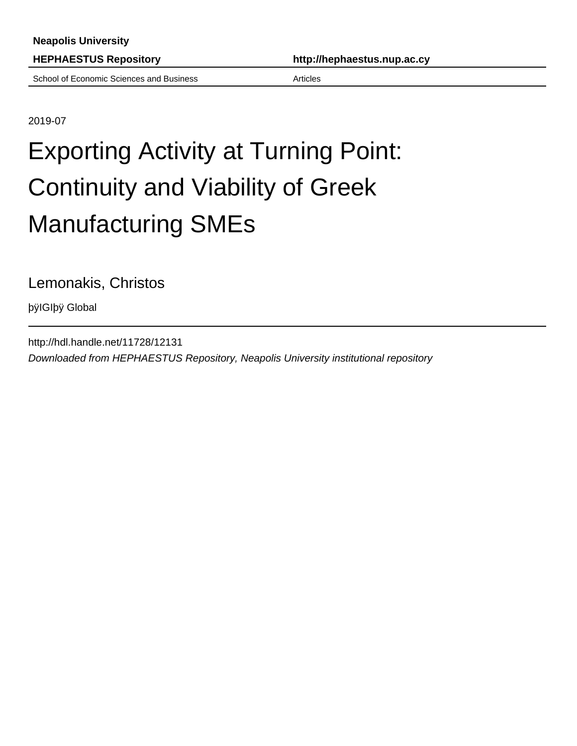Neapolis University

**HEPHAESTUS Repository** **http://hephaestus.nup.ac.cy**

School of Economic Sciences and Business Articles

2019-07

# Exporting Activity at Turning Point: Continuity and Viability of Greek Manufacturing SMEs

Lemonakis, Christos

þÿIGIþÿ Global

http://hdl.handle.net/11728/12131

*Downloaded from HEPHAESTUS Repository, Neapolis University institutional repository*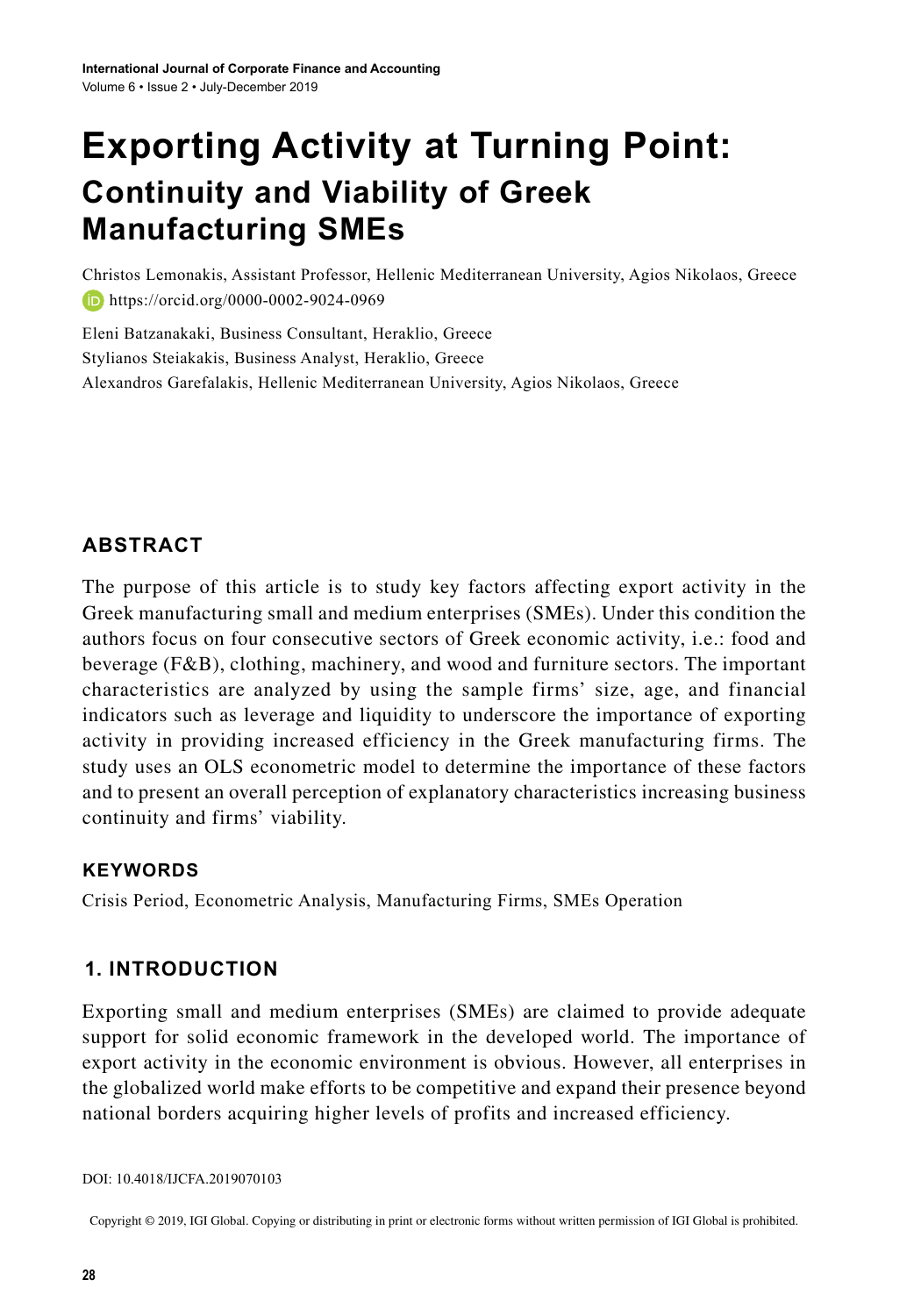# Exporting Activity at Turning Point:

## Continuity and Viability of Greek Manufacturing SMEs

Christos Lemonakis, Assistant Professor, Hellenic Mediterranean University, Agios Nikolaos, Greece

https://orcid.org/0000-0002-9024-0969

Eleni Batzanakaki, Business Consultant, Heraklio, Greece

Stylianos Steiakakis, Business Analyst, Heraklio, Greece

Alexandros Garefalakis, Hellenic Mediterranean University, Agios Nikolaos, Greece

### ABSTRACT

The purpose of this article is to study key factors affecting export activity in the Greek manufacturing small and medium enterprises (SMEs). Under this condition the authors focus on four consecutive sectors of Greek economic activity, i.e.: food and beverage (F&B), clothing, machinery, and wood and furniture sectors. The important characteristics are analyzed by using the sample firms' size, age, and financial indicators such as leverage and liquidity to underscore the importance of exporting activity in providing increased efficiency in the Greek manufacturing firms. The study uses an OLS econometric model to determine the importance of these factors and to present an overall perception of explanatory characteristics increasing business continuity and firms' viability.

### KEYWORDS

Crisis Period, Econometric Analysis, Manufacturing Firms, SMEs Operation

### 1. INTRODUCTION

Exporting small and medium enterprises (SMEs) are claimed to provide adequate support for solid economic framework in the developed world. The importance of export activity in the economic environment is obvious. However, all enterprises in the globalized world make efforts to be competitive and expand their presence beyond national borders acquiring higher levels of profits and increased efficiency.

DOI: 10.4018/IJCFA.2019070103

Copyright © 2019, IGI Global. Copying or distributing in print or electronic forms without written permission of IGI Global is prohibited.